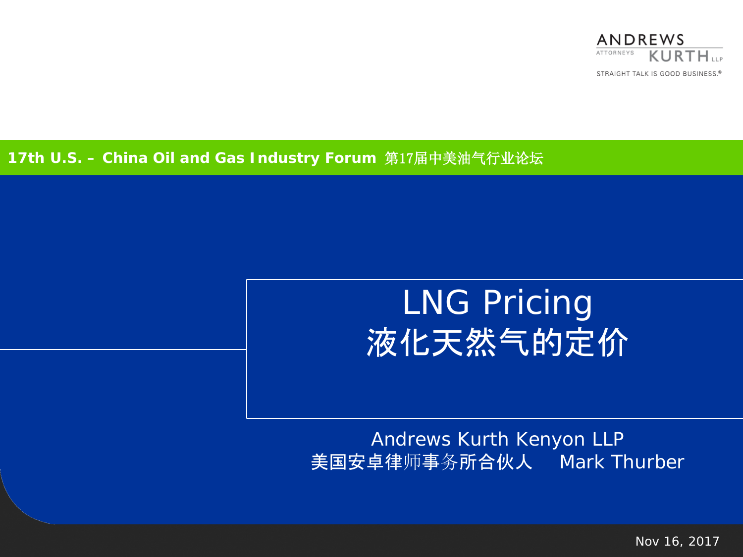ANDREWS KURTH LLP
ATTORNEYS
STRAIGHT TALK IS GOOD BUSINESS.®

**17th U.S. – China Oil and Gas Industry Forum** 第17届中美油气行业论坛

# LNG Pricing
# 液化天然气的定价

Andrews Kurth Kenyon LLP
美国安卓律师事务所合伙人 Mark Thurber

Nov 16, 2017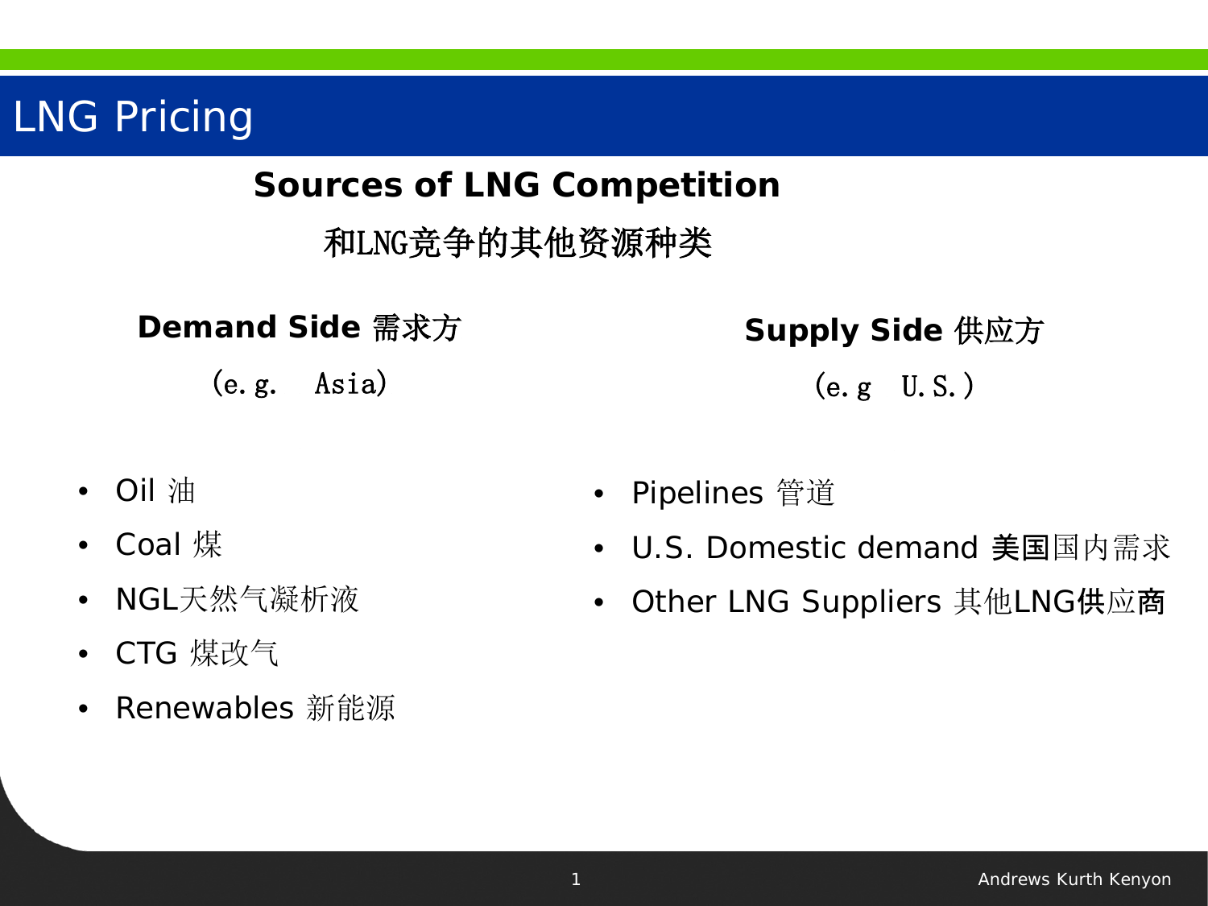# LNG Pricing

## Sources of LNG Competition

## 和LNG竞争的其他资源种类

**Demand Side 需求方**

(e.g.　Asia)

- Oil 油
- Coal 煤
- NGL天然气凝析液
- CTG 煤改气
- Renewables 新能源

**Supply Side 供应方**

(e.g　U.S.)

- Pipelines 管道
- U.S. Domestic demand 美国国内需求
- Other LNG Suppliers 其他LNG供应商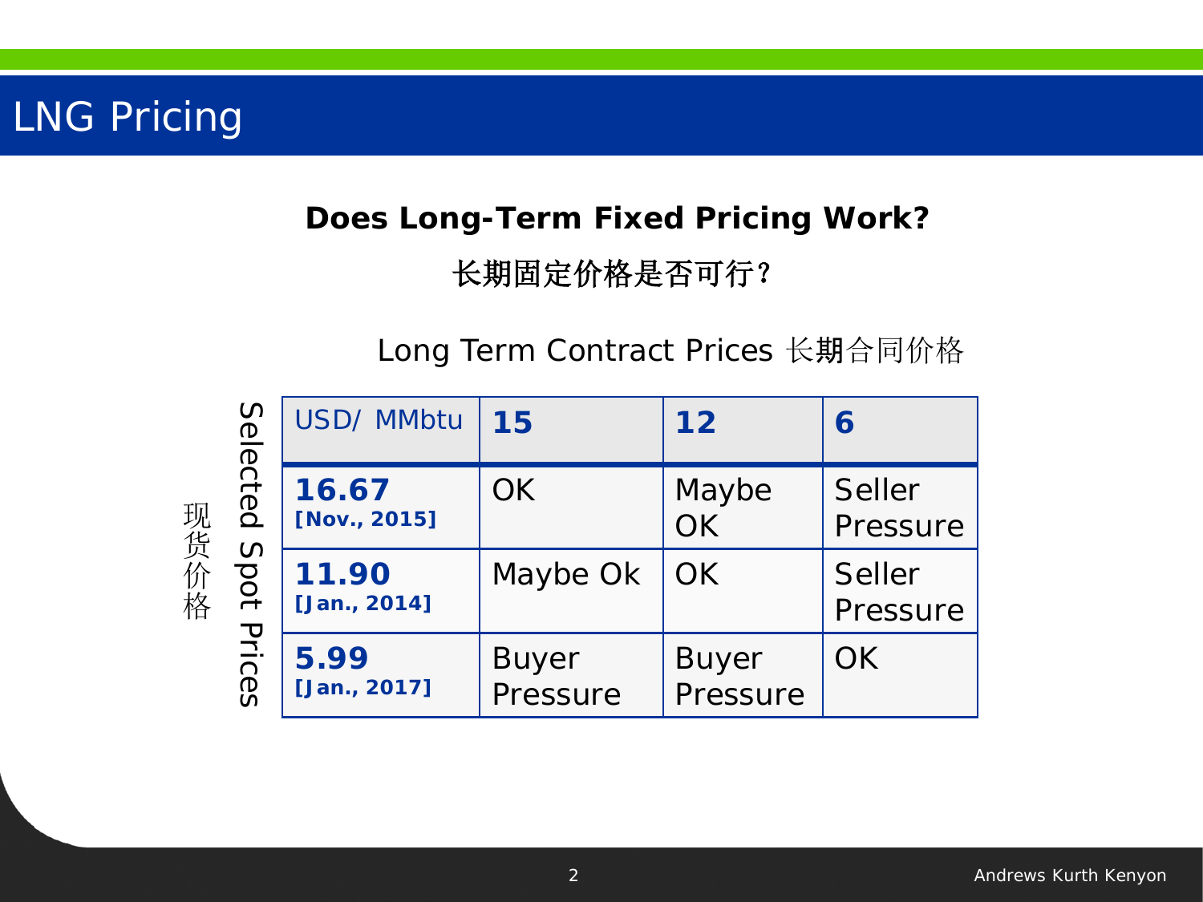# LNG Pricing

**Does Long-Term Fixed Pricing Work?**

**长期固定价格是否可行?**

Long Term Contract Prices 长期合同价格

Selected Spot Prices 现货价格

| USD/ MMbtu | 15 | 12 | 6 |
|---|---|---|---|
| **16.67** **[Nov., 2015]** | OK | Maybe OK | Seller Pressure |
| **11.90** **[Jan., 2014]** | Maybe Ok | OK | Seller Pressure |
| **5.99** **[Jan., 2017]** | Buyer Pressure | Buyer Pressure | OK |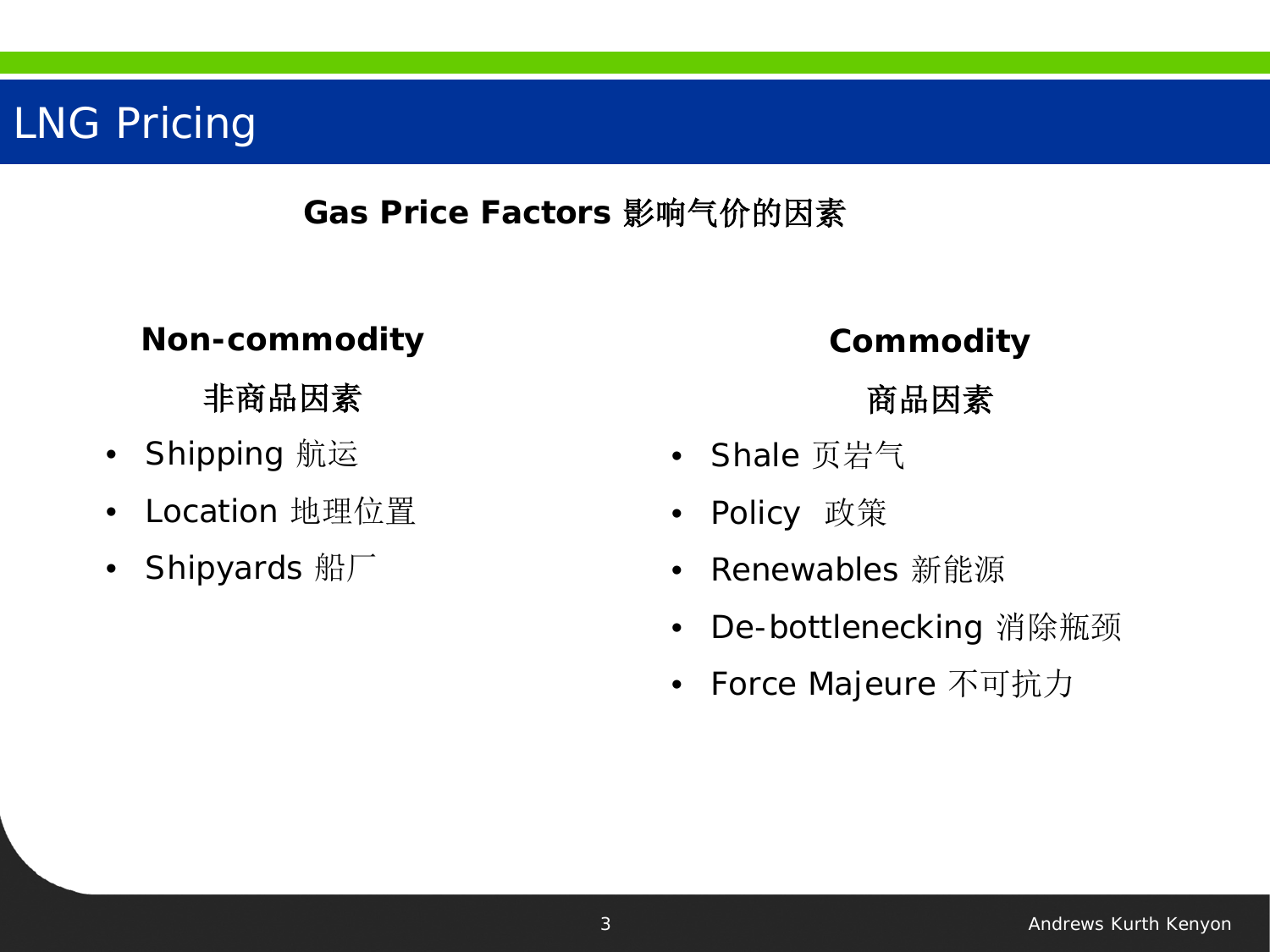# LNG Pricing

## Gas Price Factors 影响气价的因素

### Non-commodity

### 非商品因素

- Shipping 航运
- Location 地理位置
- Shipyards 船厂

### Commodity

### 商品因素

- Shale 页岩气
- Policy  政策
- Renewables 新能源
- De-bottlenecking 消除瓶颈
- Force Majeure 不可抗力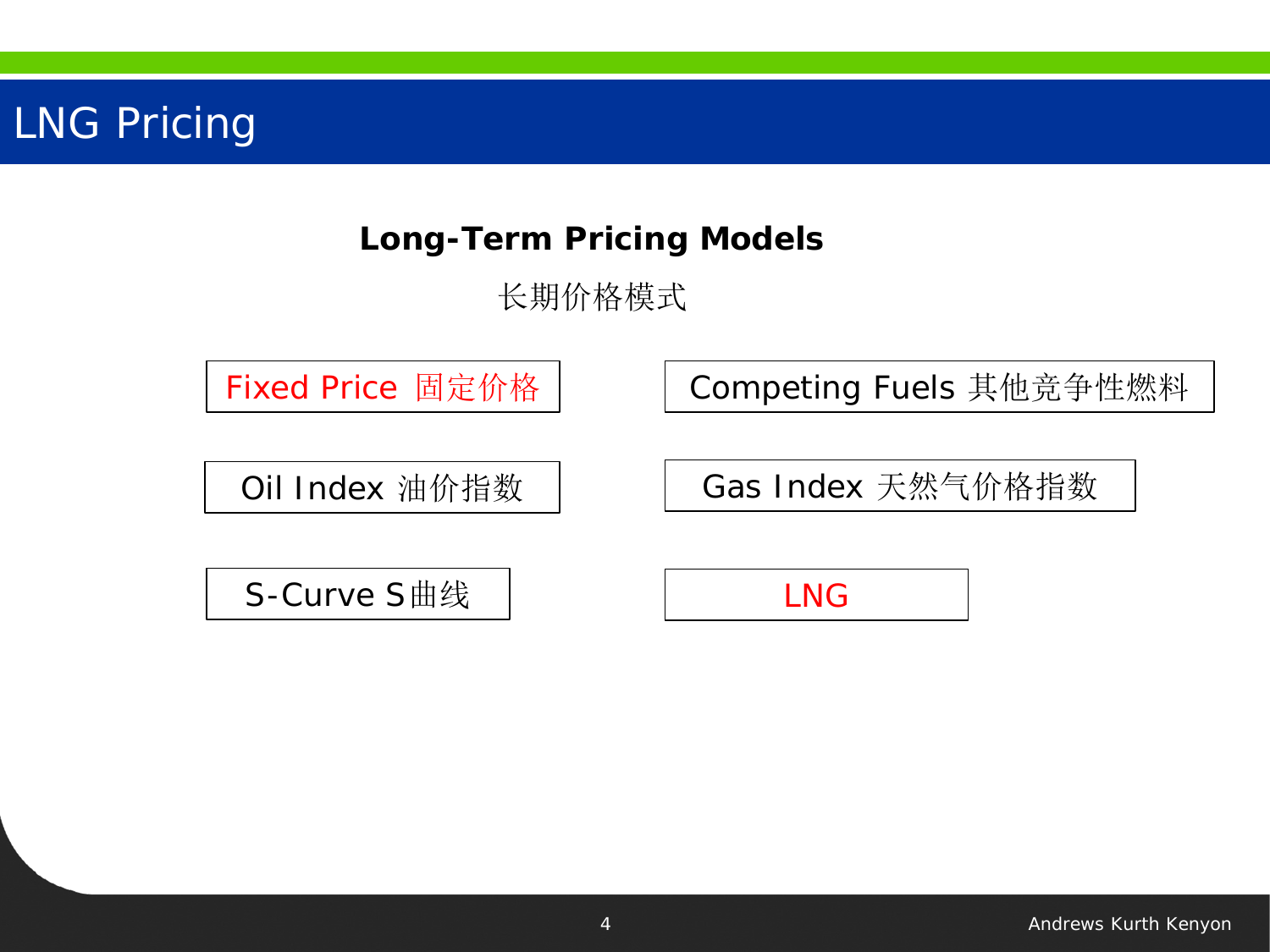# LNG Pricing

**Long-Term Pricing Models**

长期价格模式

- Fixed Price 固定价格
- Competing Fuels 其他竞争性燃料
- Oil Index 油价指数
- Gas Index 天然气价格指数
- S-Curve S曲线
- LNG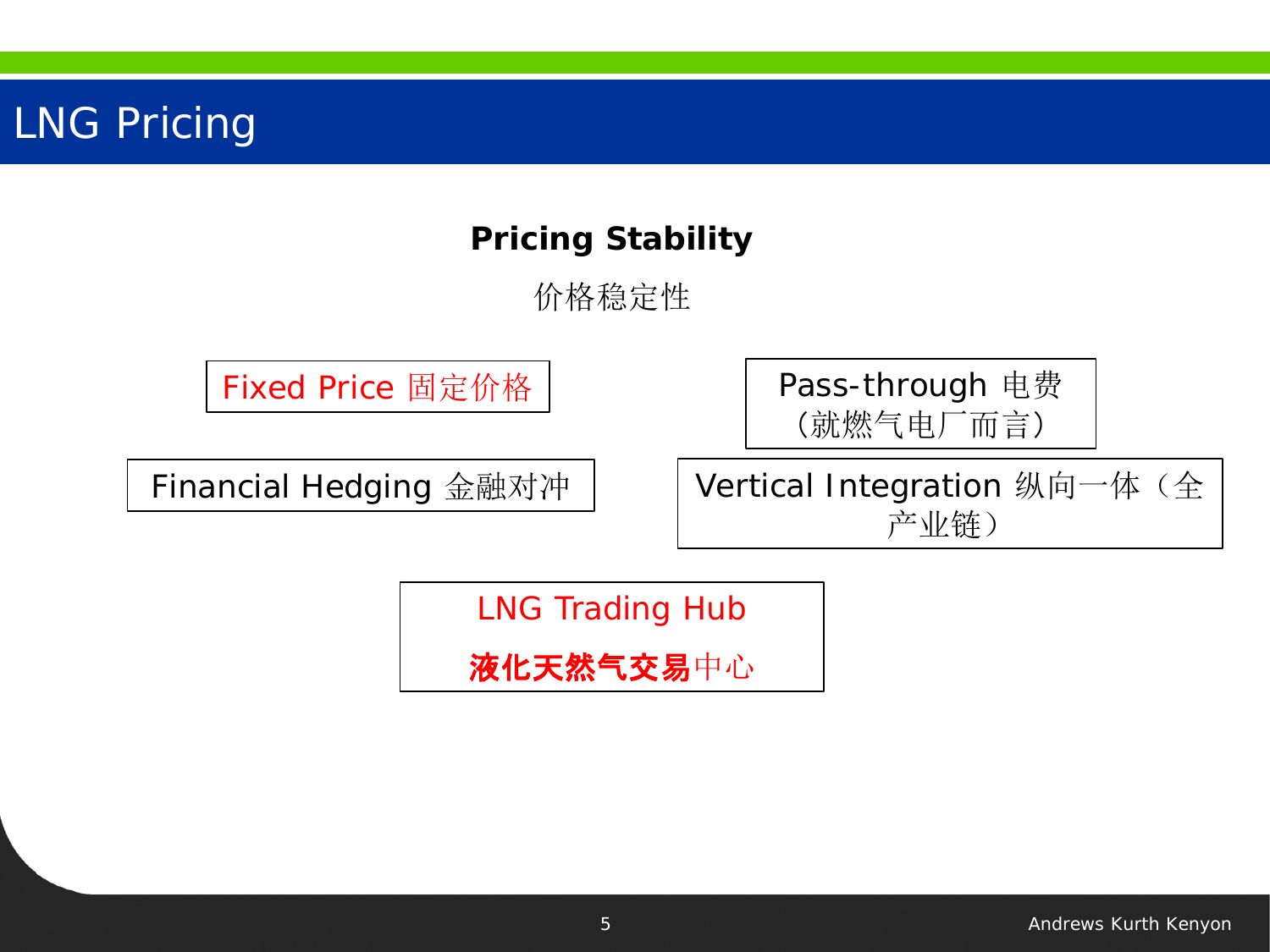# LNG Pricing

## Pricing Stability

价格稳定性

Fixed Price 固定价格

Pass-through 电费（就燃气电厂而言）

Financial Hedging 金融对冲

Vertical Integration 纵向一体（全产业链）

LNG Trading Hub

**液化天然气交易**中心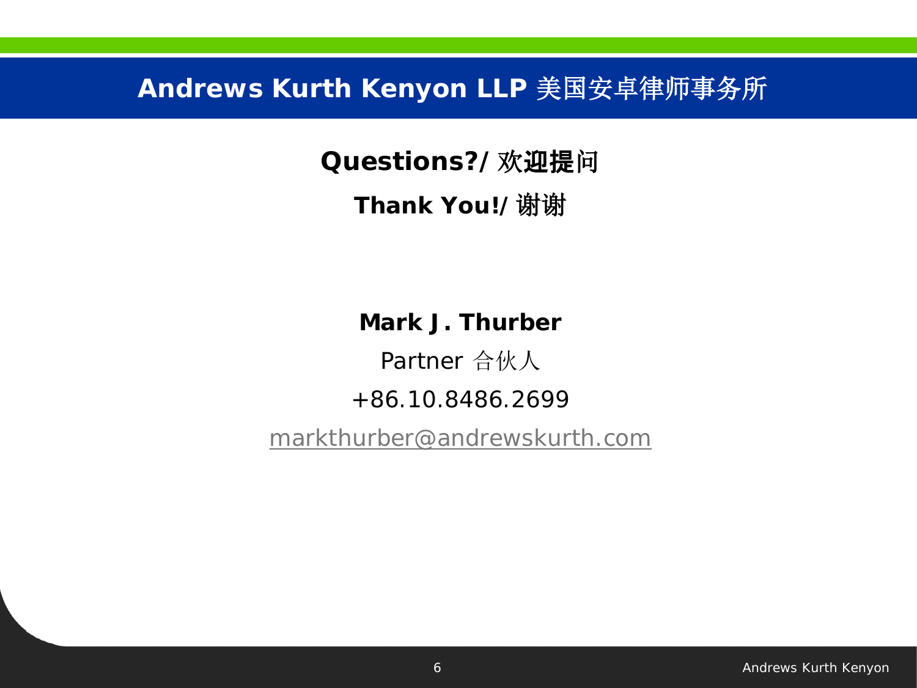# Andrews Kurth Kenyon LLP 美国安卓律师事务所

**Questions?/ 欢迎提问**

**Thank You!/ 谢谢**

**Mark J. Thurber**

Partner 合伙人

+86.10.8486.2699

markthurber@andrewskurth.com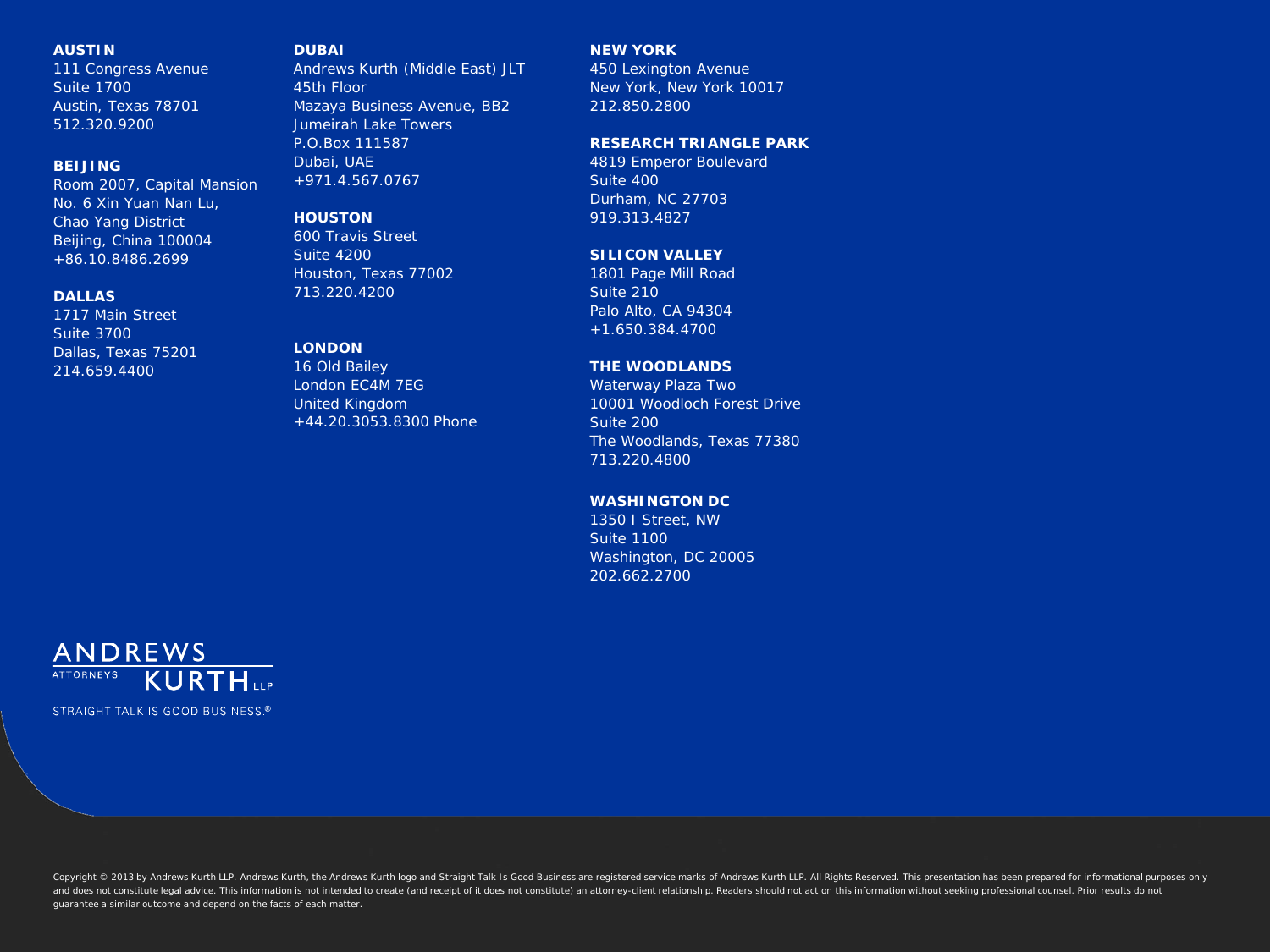**AUSTIN**
111 Congress Avenue
Suite 1700
Austin, Texas 78701
512.320.9200

**BEIJING**
Room 2007, Capital Mansion
No. 6 Xin Yuan Nan Lu,
Chao Yang District
Beijing, China 100004
+86.10.8486.2699

**DALLAS**
1717 Main Street
Suite 3700
Dallas, Texas 75201
214.659.4400

**DUBAI**
Andrews Kurth (Middle East) JLT
45th Floor
Mazaya Business Avenue, BB2
Jumeirah Lake Towers
P.O.Box 111587
Dubai, UAE
+971.4.567.0767

**HOUSTON**
600 Travis Street
Suite 4200
Houston, Texas 77002
713.220.4200

**LONDON**
16 Old Bailey
London EC4M 7EG
United Kingdom
+44.20.3053.8300 Phone

**NEW YORK**
450 Lexington Avenue
New York, New York 10017
212.850.2800

**RESEARCH TRIANGLE PARK**
4819 Emperor Boulevard
Suite 400
Durham, NC 27703
919.313.4827

**SILICON VALLEY**
1801 Page Mill Road
Suite 210
Palo Alto, CA 94304
+1.650.384.4700

**THE WOODLANDS**
Waterway Plaza Two
10001 Woodloch Forest Drive
Suite 200
The Woodlands, Texas 77380
713.220.4800

**WASHINGTON DC**
1350 I Street, NW
Suite 1100
Washington, DC 20005
202.662.2700

ANDREWS KURTH LLP
ATTORNEYS

STRAIGHT TALK IS GOOD BUSINESS.®

Copyright © 2013 by Andrews Kurth LLP. Andrews Kurth, the Andrews Kurth logo and Straight Talk Is Good Business are registered service marks of Andrews Kurth LLP. All Rights Reserved. This presentation has been prepared for informational purposes only and does not constitute legal advice. This information is not intended to create (and receipt of it does not constitute) an attorney-client relationship. Readers should not act on this information without seeking professional counsel. Prior results do not guarantee a similar outcome and depend on the facts of each matter.